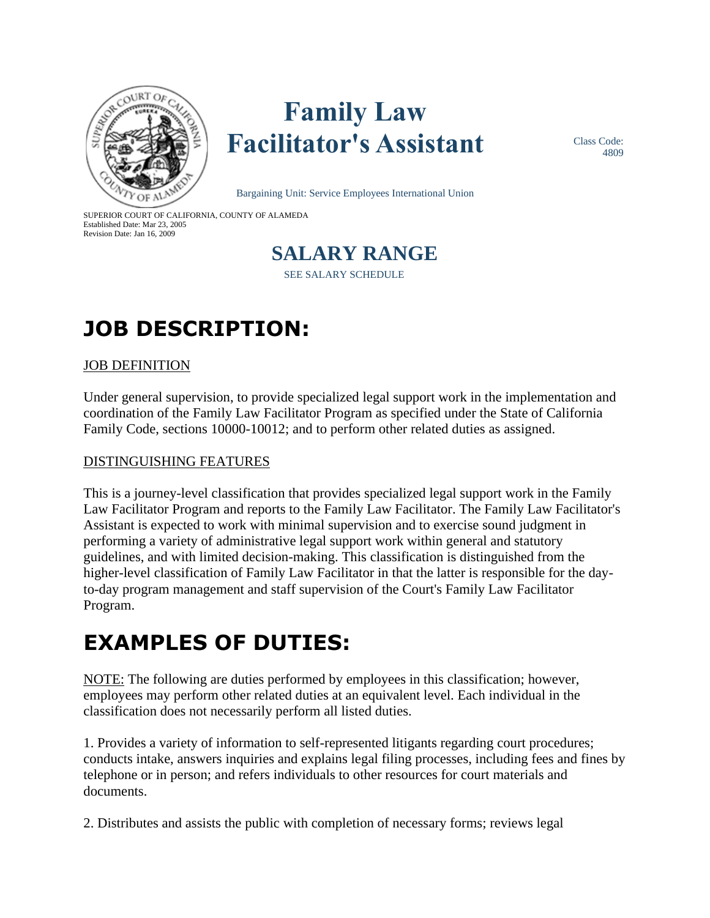# Family Law Facilitator's Assistant

Class Code: 4809

Bargaining Unit: Service Employees International Union

SUPERIOR COURT OF CALIFORNIA, COUNTY OF ALAMEDA
Established Date: Mar 23, 2005
Revision Date: Jan 16, 2009

## SALARY RANGE

SEE SALARY SCHEDULE

# JOB DESCRIPTION:

JOB DEFINITION

Under general supervision, to provide specialized legal support work in the implementation and coordination of the Family Law Facilitator Program as specified under the State of California Family Code, sections 10000-10012; and to perform other related duties as assigned.

DISTINGUISHING FEATURES

This is a journey-level classification that provides specialized legal support work in the Family Law Facilitator Program and reports to the Family Law Facilitator. The Family Law Facilitator's Assistant is expected to work with minimal supervision and to exercise sound judgment in performing a variety of administrative legal support work within general and statutory guidelines, and with limited decision-making. This classification is distinguished from the higher-level classification of Family Law Facilitator in that the latter is responsible for the day-to-day program management and staff supervision of the Court's Family Law Facilitator Program.

# EXAMPLES OF DUTIES:

NOTE: The following are duties performed by employees in this classification; however, employees may perform other related duties at an equivalent level. Each individual in the classification does not necessarily perform all listed duties.

1. Provides a variety of information to self-represented litigants regarding court procedures; conducts intake, answers inquiries and explains legal filing processes, including fees and fines by telephone or in person; and refers individuals to other resources for court materials and documents.

2. Distributes and assists the public with completion of necessary forms; reviews legal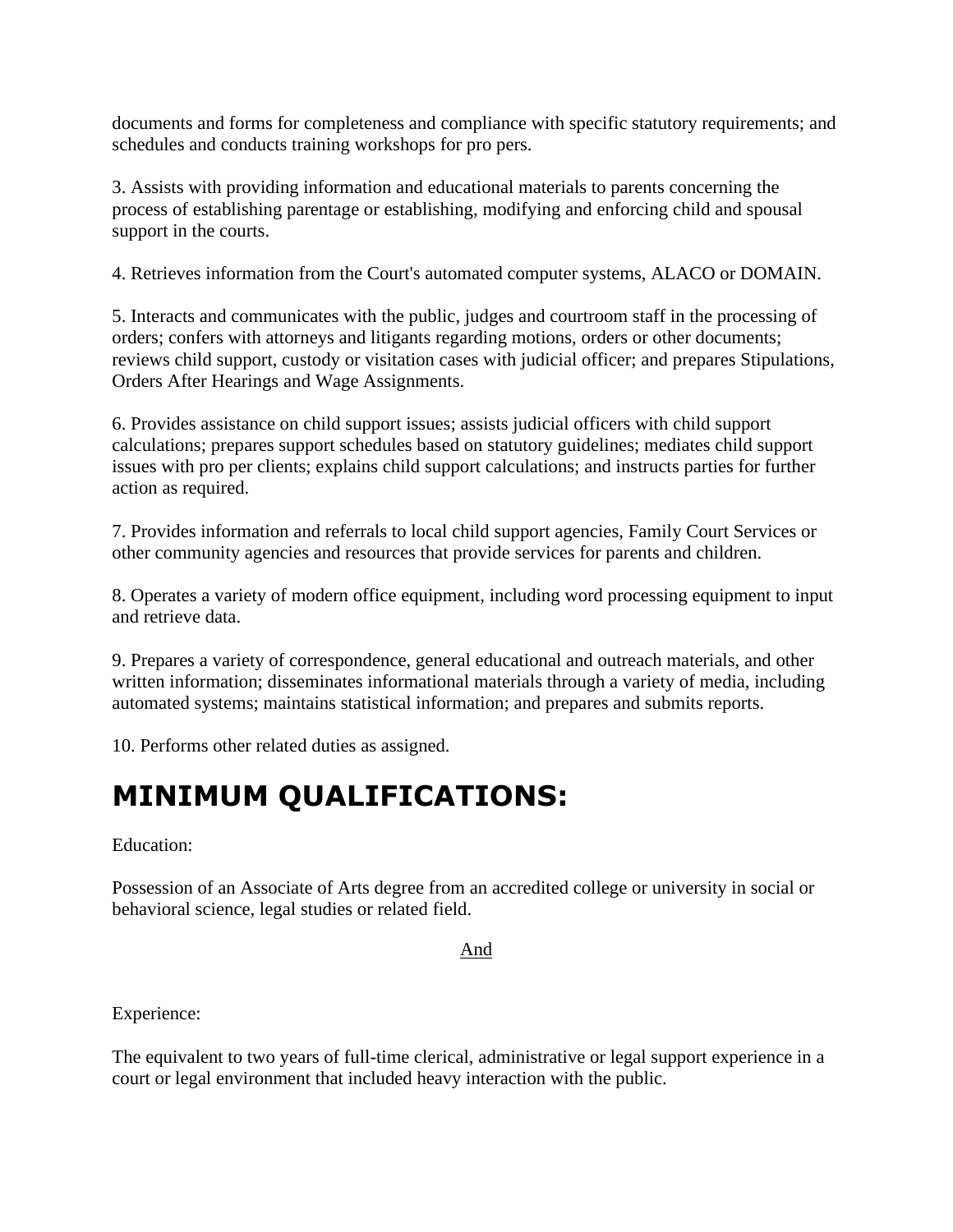documents and forms for completeness and compliance with specific statutory requirements; and schedules and conducts training workshops for pro pers.

3. Assists with providing information and educational materials to parents concerning the process of establishing parentage or establishing, modifying and enforcing child and spousal support in the courts.

4. Retrieves information from the Court's automated computer systems, ALACO or DOMAIN.

5. Interacts and communicates with the public, judges and courtroom staff in the processing of orders; confers with attorneys and litigants regarding motions, orders or other documents; reviews child support, custody or visitation cases with judicial officer; and prepares Stipulations, Orders After Hearings and Wage Assignments.

6. Provides assistance on child support issues; assists judicial officers with child support calculations; prepares support schedules based on statutory guidelines; mediates child support issues with pro per clients; explains child support calculations; and instructs parties for further action as required.

7. Provides information and referrals to local child support agencies, Family Court Services or other community agencies and resources that provide services for parents and children.

8. Operates a variety of modern office equipment, including word processing equipment to input and retrieve data.

9. Prepares a variety of correspondence, general educational and outreach materials, and other written information; disseminates informational materials through a variety of media, including automated systems; maintains statistical information; and prepares and submits reports.

10. Performs other related duties as assigned.

# MINIMUM QUALIFICATIONS:

Education:

Possession of an Associate of Arts degree from an accredited college or university in social or behavioral science, legal studies or related field.

And

Experience:

The equivalent to two years of full-time clerical, administrative or legal support experience in a court or legal environment that included heavy interaction with the public.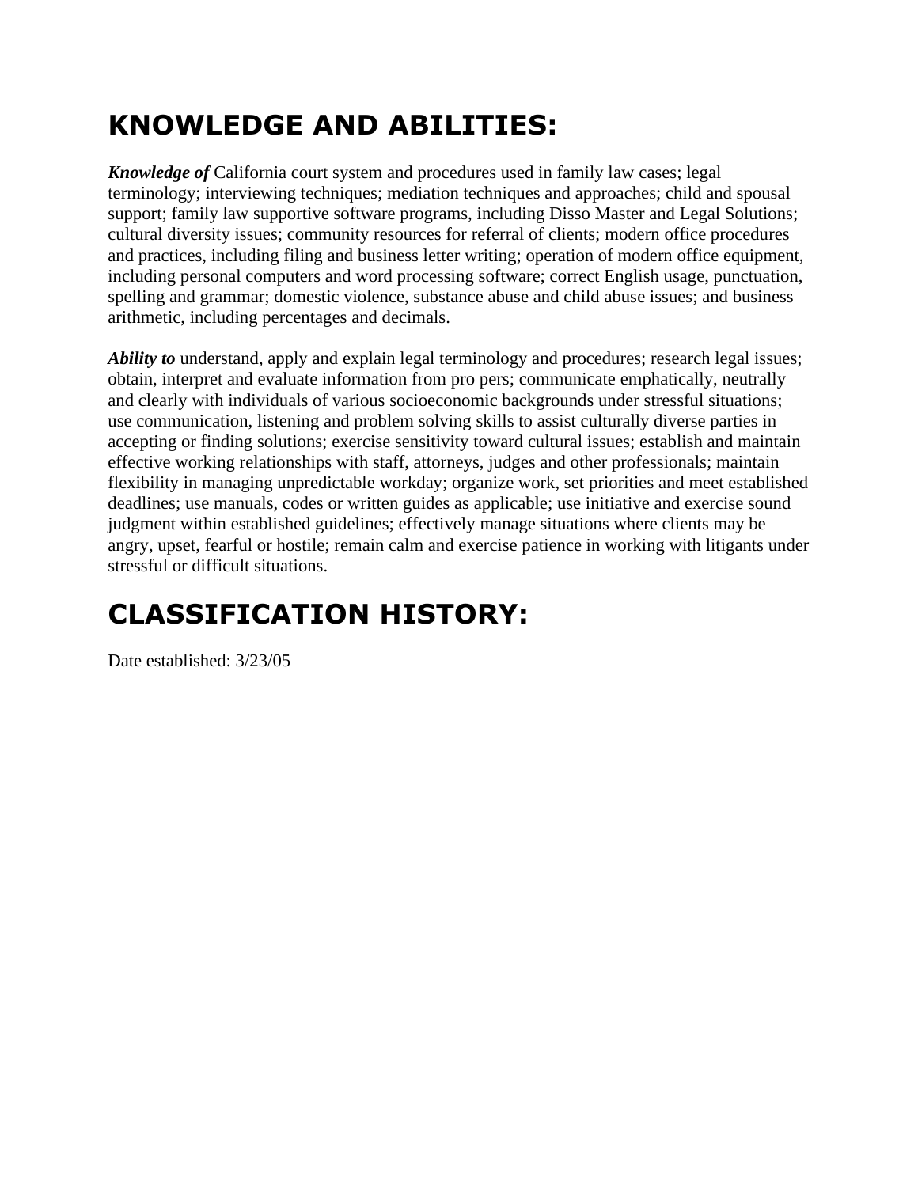## KNOWLEDGE AND ABILITIES:

***Knowledge of*** California court system and procedures used in family law cases; legal terminology; interviewing techniques; mediation techniques and approaches; child and spousal support; family law supportive software programs, including Disso Master and Legal Solutions; cultural diversity issues; community resources for referral of clients; modern office procedures and practices, including filing and business letter writing; operation of modern office equipment, including personal computers and word processing software; correct English usage, punctuation, spelling and grammar; domestic violence, substance abuse and child abuse issues; and business arithmetic, including percentages and decimals.

***Ability to*** understand, apply and explain legal terminology and procedures; research legal issues; obtain, interpret and evaluate information from pro pers; communicate emphatically, neutrally and clearly with individuals of various socioeconomic backgrounds under stressful situations; use communication, listening and problem solving skills to assist culturally diverse parties in accepting or finding solutions; exercise sensitivity toward cultural issues; establish and maintain effective working relationships with staff, attorneys, judges and other professionals; maintain flexibility in managing unpredictable workday; organize work, set priorities and meet established deadlines; use manuals, codes or written guides as applicable; use initiative and exercise sound judgment within established guidelines; effectively manage situations where clients may be angry, upset, fearful or hostile; remain calm and exercise patience in working with litigants under stressful or difficult situations.

## CLASSIFICATION HISTORY:

Date established: 3/23/05